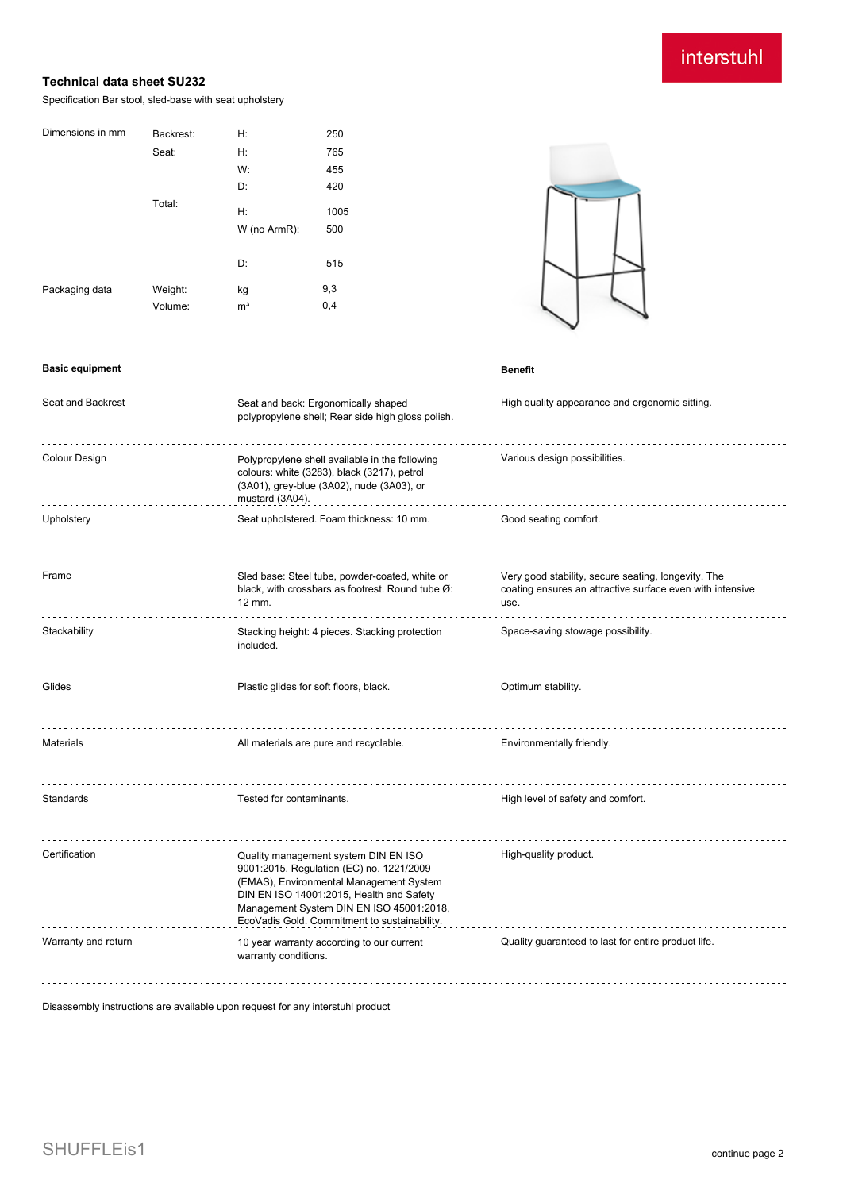interstuhl

## Technical data sheet SU232

Specification Bar stool, sled-base with seat upholstery

| Dimensions in mm | Backrest: | H: | 250 |
|---|---|---|---|
| | Seat: | H: | 765 |
| | | W: | 455 |
| | | D: | 420 |
| | Total: | H: | 1005 |
| | | W (no ArmR): | 500 |
| | | D: | 515 |
| Packaging data | Weight: | kg | 9,3 |
| | Volume: | m³ | 0,4 |

| Basic equipment | | Benefit |
|---|---|---|
| Seat and Backrest | Seat and back: Ergonomically shaped polypropylene shell; Rear side high gloss polish. | High quality appearance and ergonomic sitting. |
| Colour Design | Polypropylene shell available in the following colours: white (3283), black (3217), petrol (3A01), grey-blue (3A02), nude (3A03), or mustard (3A04). | Various design possibilities. |
| Upholstery | Seat upholstered. Foam thickness: 10 mm. | Good seating comfort. |
| Frame | Sled base: Steel tube, powder-coated, white or black, with crossbars as footrest. Round tube Ø: 12 mm. | Very good stability, secure seating, longevity. The coating ensures an attractive surface even with intensive use. |
| Stackability | Stacking height: 4 pieces. Stacking protection included. | Space-saving stowage possibility. |
| Glides | Plastic glides for soft floors, black. | Optimum stability. |
| Materials | All materials are pure and recyclable. | Environmentally friendly. |
| Standards | Tested for contaminants. | High level of safety and comfort. |
| Certification | Quality management system DIN EN ISO 9001:2015, Regulation (EC) no. 1221/2009 (EMAS), Environmental Management System DIN EN ISO 14001:2015, Health and Safety Management System DIN EN ISO 45001:2018, EcoVadis Gold. Commitment to sustainability. | High-quality product. |
| Warranty and return | 10 year warranty according to our current warranty conditions. | Quality guaranteed to last for entire product life. |

Disassembly instructions are available upon request for any interstuhl product

SHUFFLEis1

continue page 2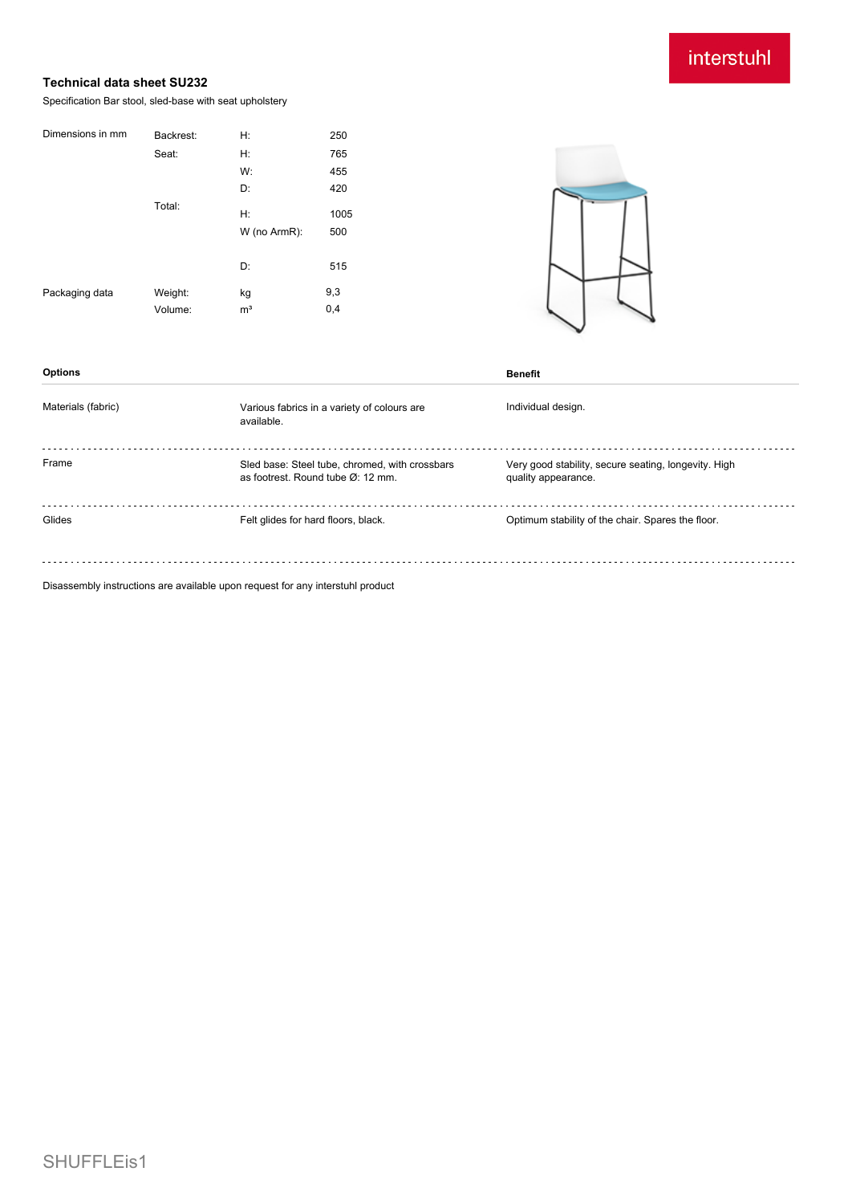interstuhl

# Technical data sheet SU232

Specification Bar stool, sled-base with seat upholstery

| | | | |
|---|---|---|---|
| Dimensions in mm | Backrest: | H: | 250 |
| | Seat: | H: | 765 |
| | | W: | 455 |
| | | D: | 420 |
| | Total: | H: | 1005 |
| | | W (no ArmR): | 500 |
| | | D: | 515 |
| Packaging data | Weight: | kg | 9,3 |
| | Volume: | m³ | 0,4 |

| Options | | Benefit |
|---|---|---|
| Materials (fabric) | Various fabrics in a variety of colours are available. | Individual design. |
| Frame | Sled base: Steel tube, chromed, with crossbars as footrest. Round tube Ø: 12 mm. | Very good stability, secure seating, longevity. High quality appearance. |
| Glides | Felt glides for hard floors, black. | Optimum stability of the chair. Spares the floor. |

Disassembly instructions are available upon request for any interstuhl product

SHUFFLEis1